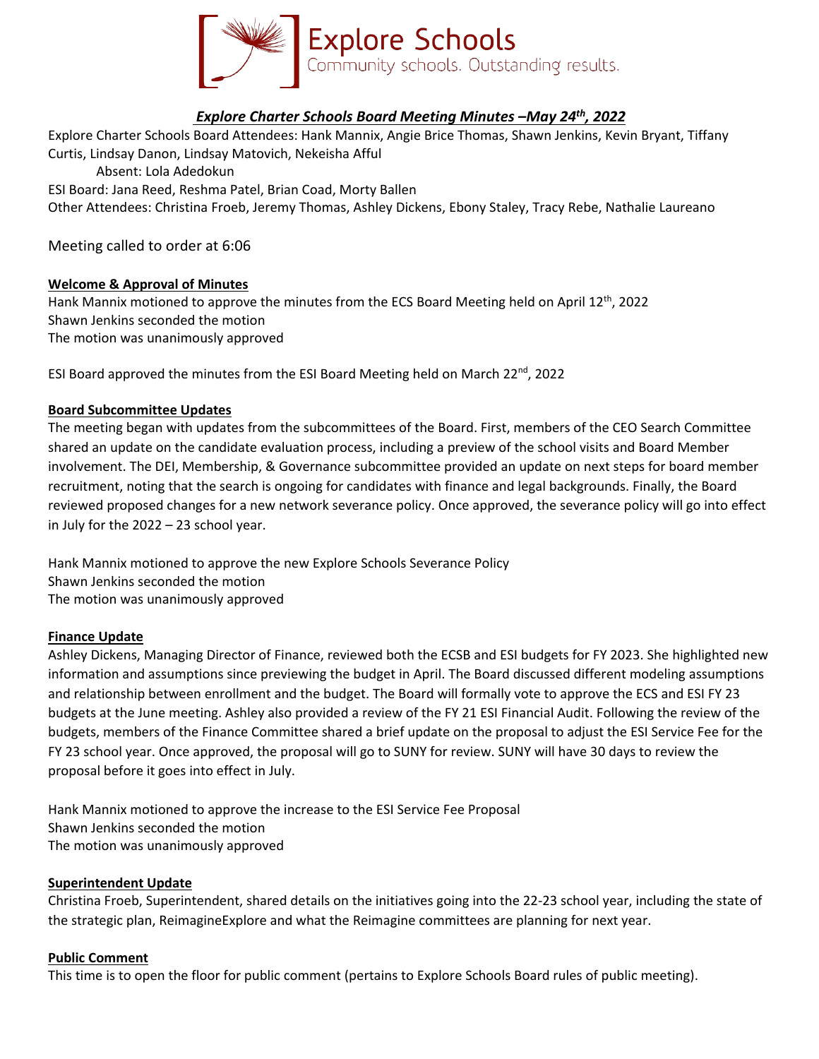Explore Schools
Community schools. Outstanding results.

# *Explore Charter Schools Board Meeting Minutes –May 24th, 2022*

Explore Charter Schools Board Attendees: Hank Mannix, Angie Brice Thomas, Shawn Jenkins, Kevin Bryant, Tiffany Curtis, Lindsay Danon, Lindsay Matovich, Nekeisha Afful

Absent: Lola Adedokun

ESI Board: Jana Reed, Reshma Patel, Brian Coad, Morty Ballen

Other Attendees: Christina Froeb, Jeremy Thomas, Ashley Dickens, Ebony Staley, Tracy Rebe, Nathalie Laureano

Meeting called to order at 6:06

## Welcome & Approval of Minutes

Hank Mannix motioned to approve the minutes from the ECS Board Meeting held on April 12th, 2022
Shawn Jenkins seconded the motion
The motion was unanimously approved

ESI Board approved the minutes from the ESI Board Meeting held on March 22nd, 2022

## Board Subcommittee Updates

The meeting began with updates from the subcommittees of the Board. First, members of the CEO Search Committee shared an update on the candidate evaluation process, including a preview of the school visits and Board Member involvement. The DEI, Membership, & Governance subcommittee provided an update on next steps for board member recruitment, noting that the search is ongoing for candidates with finance and legal backgrounds. Finally, the Board reviewed proposed changes for a new network severance policy. Once approved, the severance policy will go into effect in July for the 2022 – 23 school year.

Hank Mannix motioned to approve the new Explore Schools Severance Policy
Shawn Jenkins seconded the motion
The motion was unanimously approved

## Finance Update

Ashley Dickens, Managing Director of Finance, reviewed both the ECSB and ESI budgets for FY 2023. She highlighted new information and assumptions since previewing the budget in April. The Board discussed different modeling assumptions and relationship between enrollment and the budget. The Board will formally vote to approve the ECS and ESI FY 23 budgets at the June meeting. Ashley also provided a review of the FY 21 ESI Financial Audit. Following the review of the budgets, members of the Finance Committee shared a brief update on the proposal to adjust the ESI Service Fee for the FY 23 school year. Once approved, the proposal will go to SUNY for review. SUNY will have 30 days to review the proposal before it goes into effect in July.

Hank Mannix motioned to approve the increase to the ESI Service Fee Proposal
Shawn Jenkins seconded the motion
The motion was unanimously approved

## Superintendent Update

Christina Froeb, Superintendent, shared details on the initiatives going into the 22-23 school year, including the state of the strategic plan, ReimagineExplore and what the Reimagine committees are planning for next year.

## Public Comment

This time is to open the floor for public comment (pertains to Explore Schools Board rules of public meeting).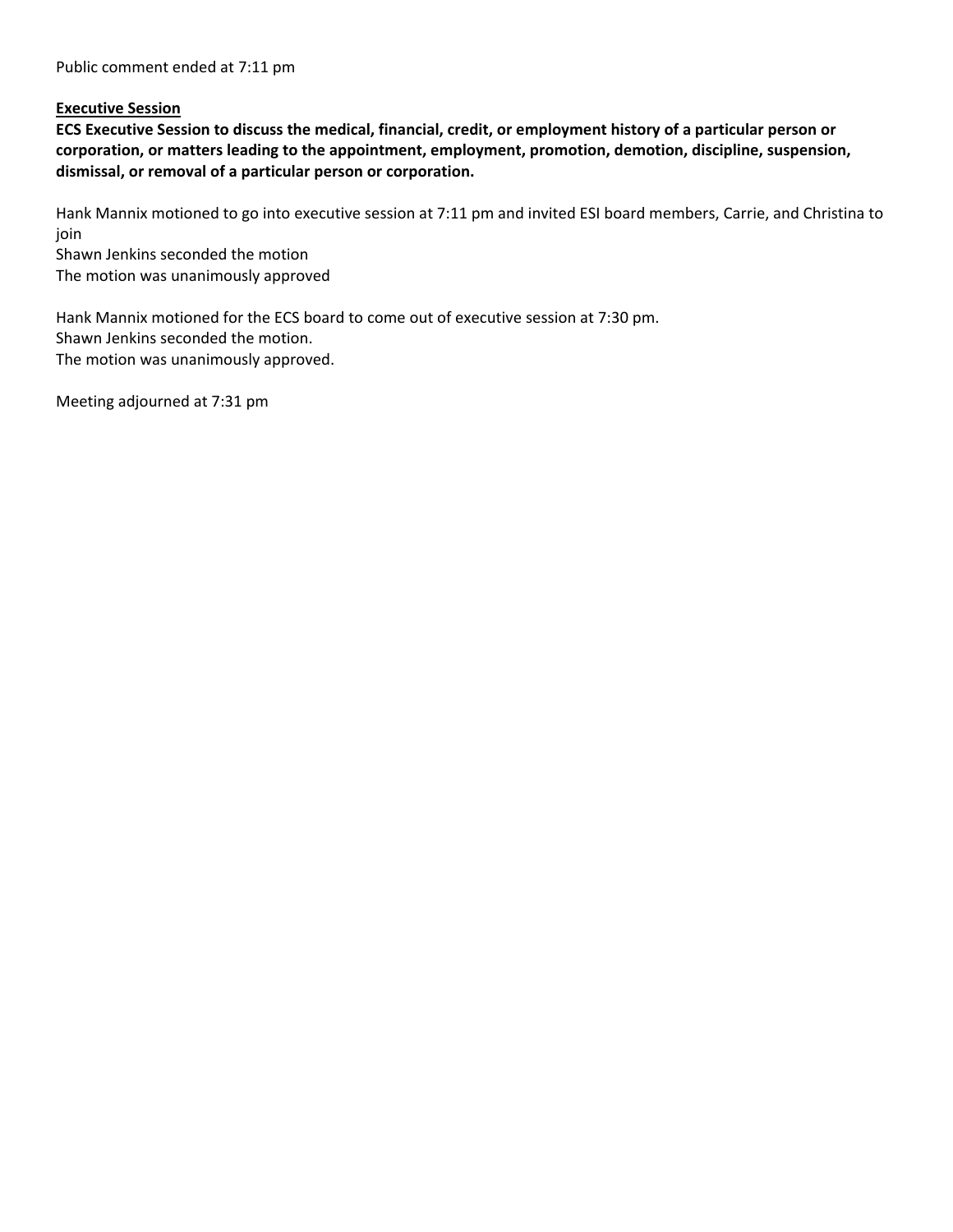Public comment ended at 7:11 pm

## Executive Session

**ECS Executive Session to discuss the medical, financial, credit, or employment history of a particular person or corporation, or matters leading to the appointment, employment, promotion, demotion, discipline, suspension, dismissal, or removal of a particular person or corporation.**

Hank Mannix motioned to go into executive session at 7:11 pm and invited ESI board members, Carrie, and Christina to join
Shawn Jenkins seconded the motion
The motion was unanimously approved

Hank Mannix motioned for the ECS board to come out of executive session at 7:30 pm.
Shawn Jenkins seconded the motion.
The motion was unanimously approved.

Meeting adjourned at 7:31 pm